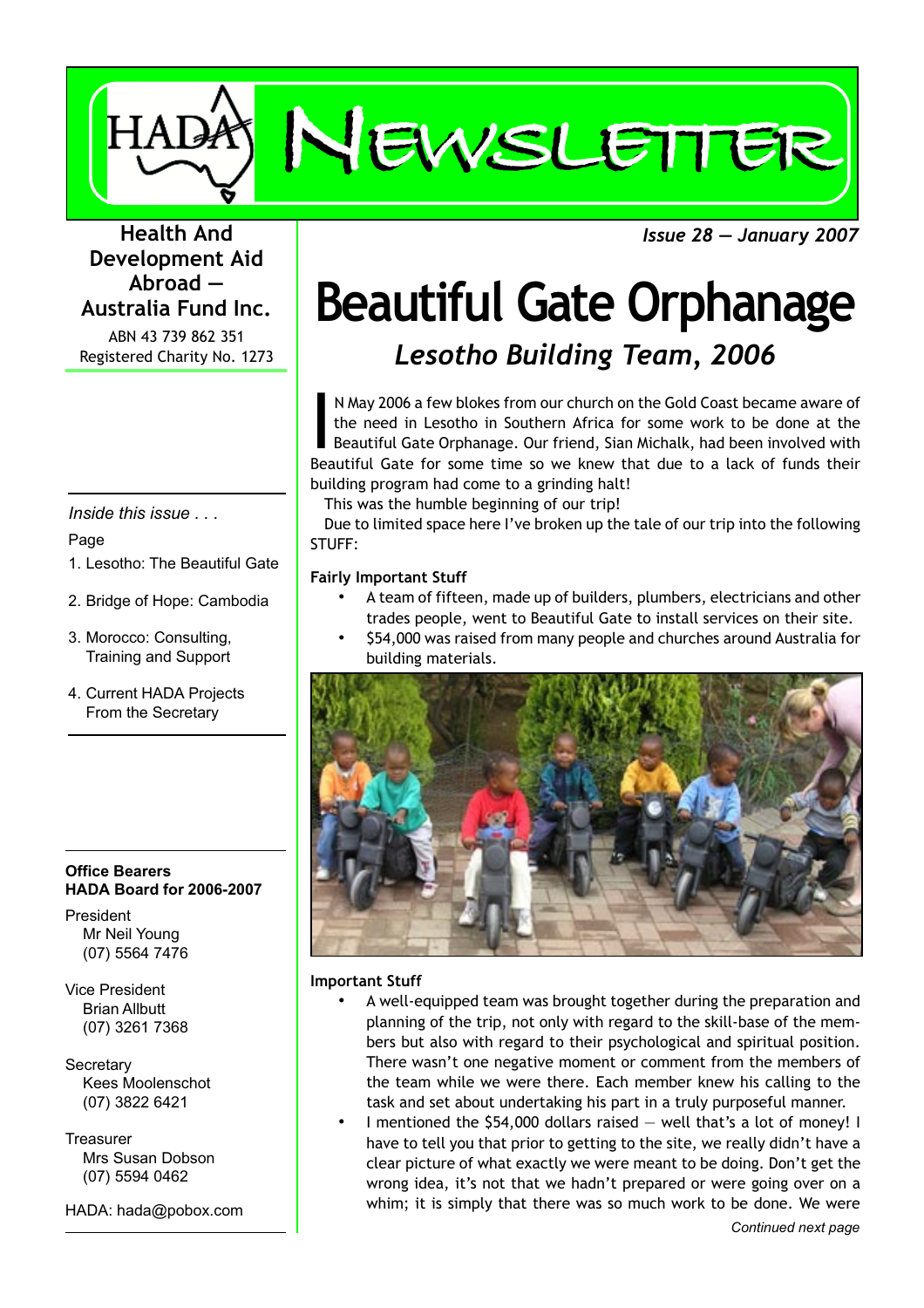# HADA Newsletter

**Health And Development Aid Abroad — Australia Fund Inc.**

ABN 43 739 862 351
Registered Charity No. 1273

*Issue 28 — January 2007*

*Inside this issue . . .*

Page

1. Lesotho: The Beautiful Gate
2. Bridge of Hope: Cambodia
3. Morocco: Consulting, Training and Support
4. Current HADA Projects From the Secretary

**Office Bearers**
**HADA Board for 2006-2007**

President
Mr Neil Young
(07) 5564 7476

Vice President
Brian Allbutt
(07) 3261 7368

Secretary
Kees Moolenschot
(07) 3822 6421

Treasurer
Mrs Susan Dobson
(07) 5594 0462

HADA: hada@pobox.com

# Beautiful Gate Orphanage

## *Lesotho Building Team, 2006*

IN May 2006 a few blokes from our church on the Gold Coast became aware of the need in Lesotho in Southern Africa for some work to be done at the Beautiful Gate Orphanage. Our friend, Sian Michalk, had been involved with Beautiful Gate for some time so we knew that due to a lack of funds their building program had come to a grinding halt!

This was the humble beginning of our trip!

Due to limited space here I've broken up the tale of our trip into the following STUFF:

**Fairly Important Stuff**

- A team of fifteen, made up of builders, plumbers, electricians and other trades people, went to Beautiful Gate to install services on their site.
- $54,000 was raised from many people and churches around Australia for building materials.

**Important Stuff**

- A well-equipped team was brought together during the preparation and planning of the trip, not only with regard to the skill-base of the members but also with regard to their psychological and spiritual position. There wasn't one negative moment or comment from the members of the team while we were there. Each member knew his calling to the task and set about undertaking his part in a truly purposeful manner.
- I mentioned the $54,000 dollars raised — well that's a lot of money! I have to tell you that prior to getting to the site, we really didn't have a clear picture of what exactly we were meant to be doing. Don't get the wrong idea, it's not that we hadn't prepared or were going over on a whim; it is simply that there was so much work to be done. We were

*Continued next page*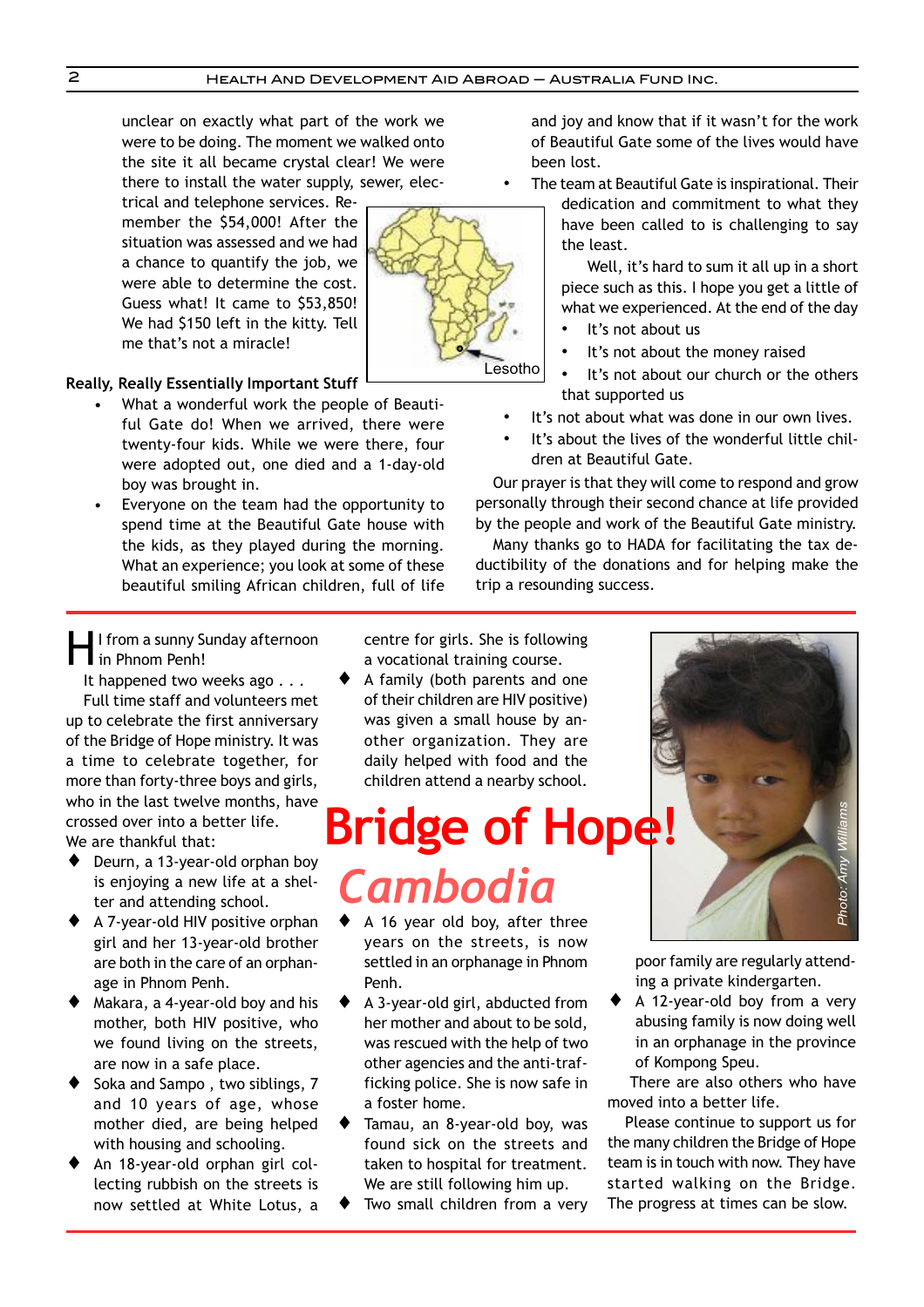unclear on exactly what part of the work we were to be doing. The moment we walked onto the site it all became crystal clear! We were there to install the water supply, sewer, electrical and telephone services. Remember the $54,000! After the situation was assessed and we had a chance to quantify the job, we were able to determine the cost. Guess what! It came to $53,850! We had $150 left in the kitty. Tell me that's not a miracle!

Lesotho

### Really, Really Essentially Important Stuff

- What a wonderful work the people of Beautiful Gate do! When we arrived, there were twenty-four kids. While we were there, four were adopted out, one died and a 1-day-old boy was brought in.
- Everyone on the team had the opportunity to spend time at the Beautiful Gate house with the kids, as they played during the morning. What an experience; you look at some of these beautiful smiling African children, full of life and joy and know that if it wasn't for the work of Beautiful Gate some of the lives would have been lost.
- The team at Beautiful Gate is inspirational. Their dedication and commitment to what they have been called to is challenging to say the least.

  Well, it's hard to sum it all up in a short piece such as this. I hope you get a little of what we experienced. At the end of the day
  - It's not about us
  - It's not about the money raised
  - It's not about our church or the others that supported us
- It's not about what was done in our own lives.
- It's about the lives of the wonderful little children at Beautiful Gate.

Our prayer is that they will come to respond and grow personally through their second chance at life provided by the people and work of the Beautiful Gate ministry.

Many thanks go to HADA for facilitating the tax deductibility of the donations and for helping make the trip a resounding success.

---

# Bridge of Hope!

## *Cambodia*

Hi from a sunny Sunday afternoon in Phnom Penh!

It happened two weeks ago . . .

Full time staff and volunteers met up to celebrate the first anniversary of the Bridge of Hope ministry. It was a time to celebrate together, for more than forty-three boys and girls, who in the last twelve months, have crossed over into a better life.

We are thankful that:

- Deurn, a 13-year-old orphan boy is enjoying a new life at a shelter and attending school.
- A 7-year-old HIV positive orphan girl and her 13-year-old brother are both in the care of an orphanage in Phnom Penh.
- Makara, a 4-year-old boy and his mother, both HIV positive, who we found living on the streets, are now in a safe place.
- Soka and Sampo , two siblings, 7 and 10 years of age, whose mother died, are being helped with housing and schooling.
- An 18-year-old orphan girl collecting rubbish on the streets is now settled at White Lotus, a centre for girls. She is following a vocational training course.
- A family (both parents and one of their children are HIV positive) was given a small house by another organization. They are daily helped with food and the children attend a nearby school.
- A 16 year old boy, after three years on the streets, is now settled in an orphanage in Phnom Penh.
- A 3-year-old girl, abducted from her mother and about to be sold, was rescued with the help of two other agencies and the anti-trafficking police. She is now safe in a foster home.
- Tamau, an 8-year-old boy, was found sick on the streets and taken to hospital for treatment. We are still following him up.
- Two small children from a very poor family are regularly attending a private kindergarten.
- A 12-year-old boy from a very abusing family is now doing well in an orphanage in the province of Kompong Speu.

There are also others who have moved into a better life.

Please continue to support us for the many children the Bridge of Hope team is in touch with now. They have started walking on the Bridge. The progress at times can be slow.

Photo: Amy Williams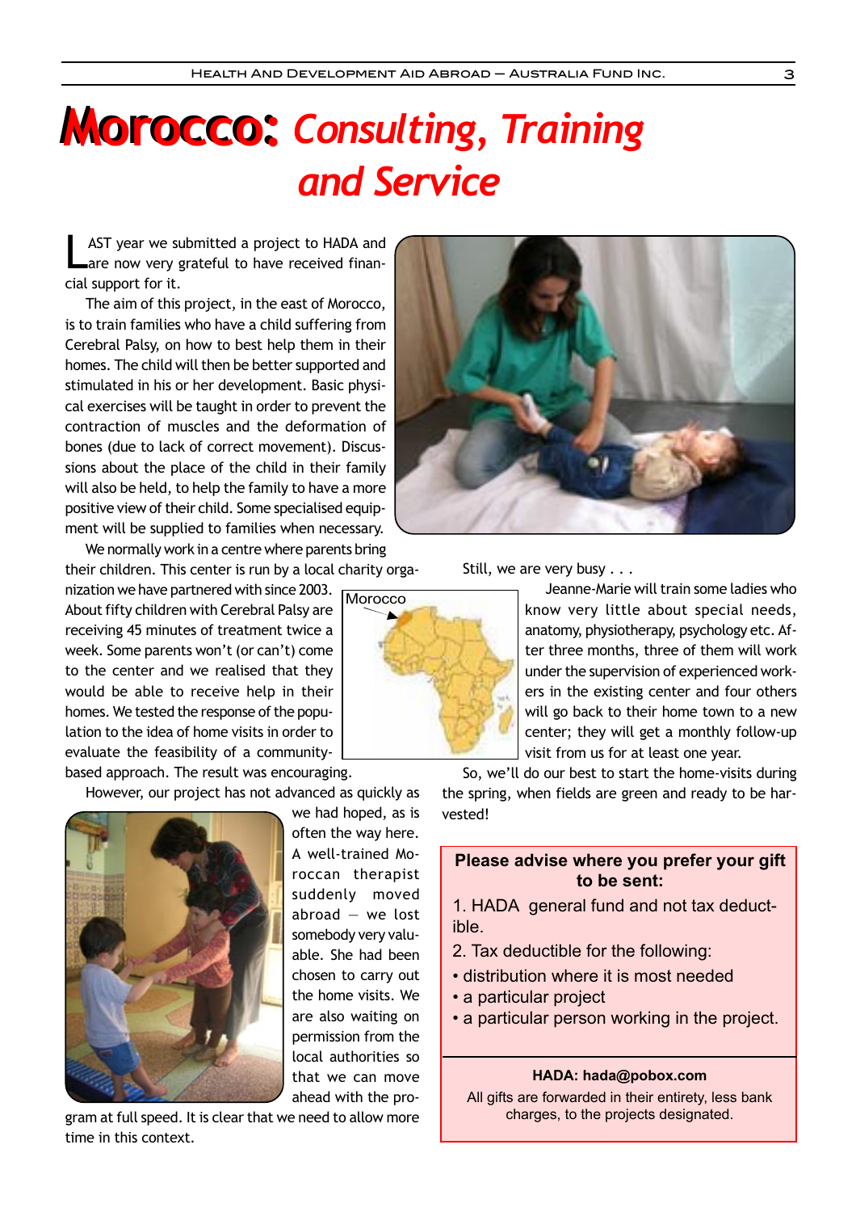# Morocco: *Consulting, Training and Service*

LAST year we submitted a project to HADA and are now very grateful to have received financial support for it.

The aim of this project, in the east of Morocco, is to train families who have a child suffering from Cerebral Palsy, on how to best help them in their homes. The child will then be better supported and stimulated in his or her development. Basic physical exercises will be taught in order to prevent the contraction of muscles and the deformation of bones (due to lack of correct movement). Discussions about the place of the child in their family will also be held, to help the family to have a more positive view of their child. Some specialised equipment will be supplied to families when necessary.

We normally work in a centre where parents bring their children. This center is run by a local charity organization we have partnered with since 2003. About fifty children with Cerebral Palsy are receiving 45 minutes of treatment twice a week. Some parents won't (or can't) come to the center and we realised that they would be able to receive help in their homes. We tested the response of the population to the idea of home visits in order to evaluate the feasibility of a community-based approach. The result was encouraging.

Morocco

However, our project has not advanced as quickly as we had hoped, as is often the way here. A well-trained Moroccan therapist suddenly moved abroad — we lost somebody very valuable. She had been chosen to carry out the home visits. We are also waiting on permission from the local authorities so that we can move ahead with the program at full speed. It is clear that we need to allow more time in this context.

Still, we are very busy . . .

Jeanne-Marie will train some ladies who know very little about special needs, anatomy, physiotherapy, psychology etc. After three months, three of them will work under the supervision of experienced workers in the existing center and four others will go back to their home town to a new center; they will get a monthly follow-up visit from us for at least one year.

So, we'll do our best to start the home-visits during the spring, when fields are green and ready to be harvested!

**Please advise where you prefer your gift to be sent:**

1. HADA general fund and not tax deductible.
2. Tax deductible for the following:
- distribution where it is most needed
- a particular project
- a particular person working in the project.

**HADA: hada@pobox.com**

All gifts are forwarded in their entirety, less bank charges, to the projects designated.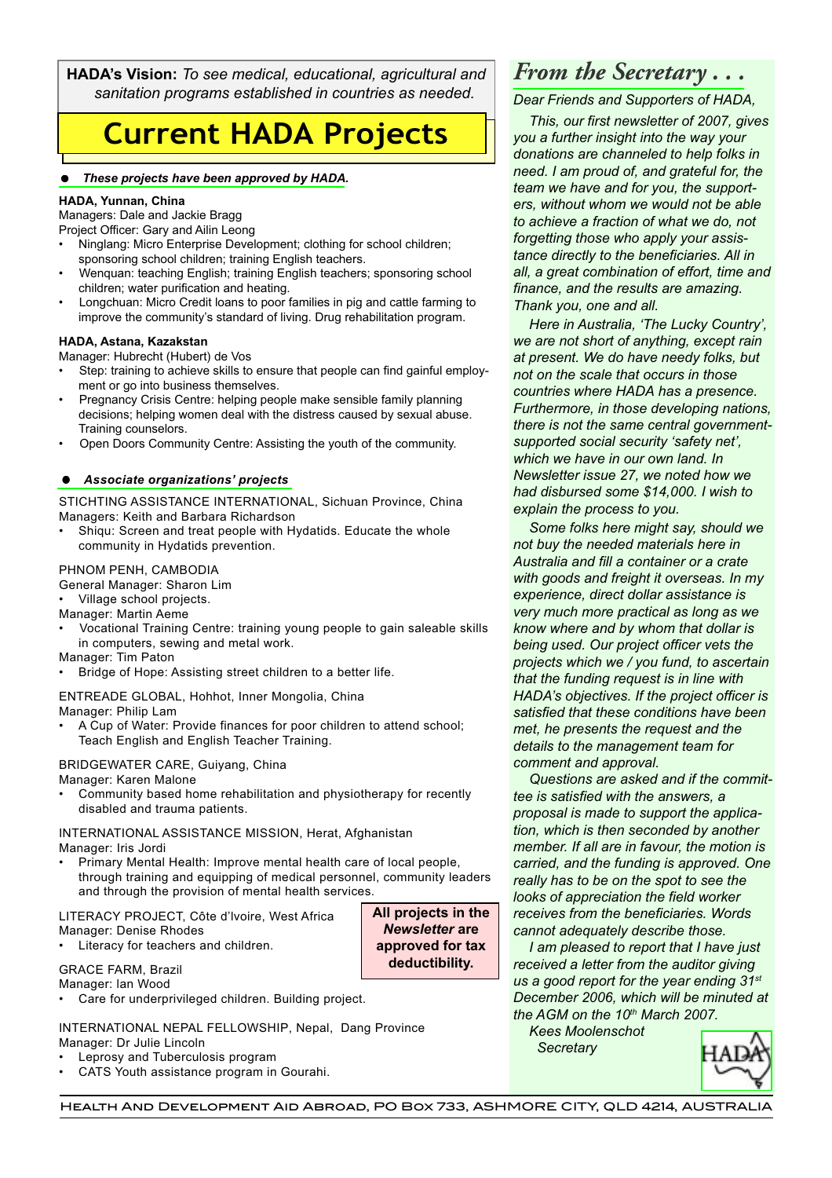**HADA's Vision:** *To see medical, educational, agricultural and sanitation programs established in countries as needed.*

# Current HADA Projects

- ***These projects have been approved by HADA.***

**HADA, Yunnan, China**
Managers: Dale and Jackie Bragg
Project Officer: Gary and Ailin Leong

- Ninglang: Micro Enterprise Development; clothing for school children; sponsoring school children; training English teachers.
- Wenquan: teaching English; training English teachers; sponsoring school children; water purification and heating.
- Longchuan: Micro Credit loans to poor families in pig and cattle farming to improve the community's standard of living. Drug rehabilitation program.

**HADA, Astana, Kazakstan**
Manager: Hubrecht (Hubert) de Vos

- Step: training to achieve skills to ensure that people can find gainful employment or go into business themselves.
- Pregnancy Crisis Centre: helping people make sensible family planning decisions; helping women deal with the distress caused by sexual abuse. Training counselors.
- Open Doors Community Centre: Assisting the youth of the community.

- ***Associate organizations' projects***

STICHTING ASSISTANCE INTERNATIONAL, Sichuan Province, China
Managers: Keith and Barbara Richardson

- Shiqu: Screen and treat people with Hydatids. Educate the whole community in Hydatids prevention.

PHNOM PENH, CAMBODIA
General Manager: Sharon Lim

- Village school projects.

Manager: Martin Aeme

- Vocational Training Centre: training young people to gain saleable skills in computers, sewing and metal work.

Manager: Tim Paton

- Bridge of Hope: Assisting street children to a better life.

ENTREADE GLOBAL, Hohhot, Inner Mongolia, China
Manager: Philip Lam

- A Cup of Water: Provide finances for poor children to attend school; Teach English and English Teacher Training.

BRIDGEWATER CARE, Guiyang, China
Manager: Karen Malone

- Community based home rehabilitation and physiotherapy for recently disabled and trauma patients.

INTERNATIONAL ASSISTANCE MISSION, Herat, Afghanistan
Manager: Iris Jordi

- Primary Mental Health: Improve mental health care of local people, through training and equipping of medical personnel, community leaders and through the provision of mental health services.

LITERACY PROJECT, Côte d'Ivoire, West Africa
Manager: Denise Rhodes

- Literacy for teachers and children.

GRACE FARM, Brazil
Manager: Ian Wood

- Care for underprivileged children. Building project.

INTERNATIONAL NEPAL FELLOWSHIP, Nepal, Dang Province
Manager: Dr Julie Lincoln

- Leprosy and Tuberculosis program
- CATS Youth assistance program in Gourahi.

**All projects in the *Newsletter* are approved for tax deductibility.**

## From the Secretary . . .

*Dear Friends and Supporters of HADA,*

*This, our first newsletter of 2007, gives you a further insight into the way your donations are channeled to help folks in need. I am proud of, and grateful for, the team we have and for you, the supporters, without whom we would not be able to achieve a fraction of what we do, not forgetting those who apply your assistance directly to the beneficiaries. All in all, a great combination of effort, time and finance, and the results are amazing. Thank you, one and all.*

*Here in Australia, 'The Lucky Country', we are not short of anything, except rain at present. We do have needy folks, but not on the scale that occurs in those countries where HADA has a presence. Furthermore, in those developing nations, there is not the same central government-supported social security 'safety net', which we have in our own land. In Newsletter issue 27, we noted how we had disbursed some $14,000. I wish to explain the process to you.*

*Some folks here might say, should we not buy the needed materials here in Australia and fill a container or a crate with goods and freight it overseas. In my experience, direct dollar assistance is very much more practical as long as we know where and by whom that dollar is being used. Our project officer vets the projects which we / you fund, to ascertain that the funding request is in line with HADA's objectives. If the project officer is satisfied that these conditions have been met, he presents the request and the details to the management team for comment and approval.*

*Questions are asked and if the committee is satisfied with the answers, a proposal is made to support the application, which is then seconded by another member. If all are in favour, the motion is carried, and the funding is approved. One really has to be on the spot to see the looks of appreciation the field worker receives from the beneficiaries. Words cannot adequately describe those.*

*I am pleased to report that I have just received a letter from the auditor giving us a good report for the year ending 31st December 2006, which will be minuted at the AGM on the 10th March 2007.*

*Kees Moolenschot*
*Secretary*

HADA

Health And Development Aid Abroad, PO Box 733, ASHMORE CITY, QLD 4214, AUSTRALIA